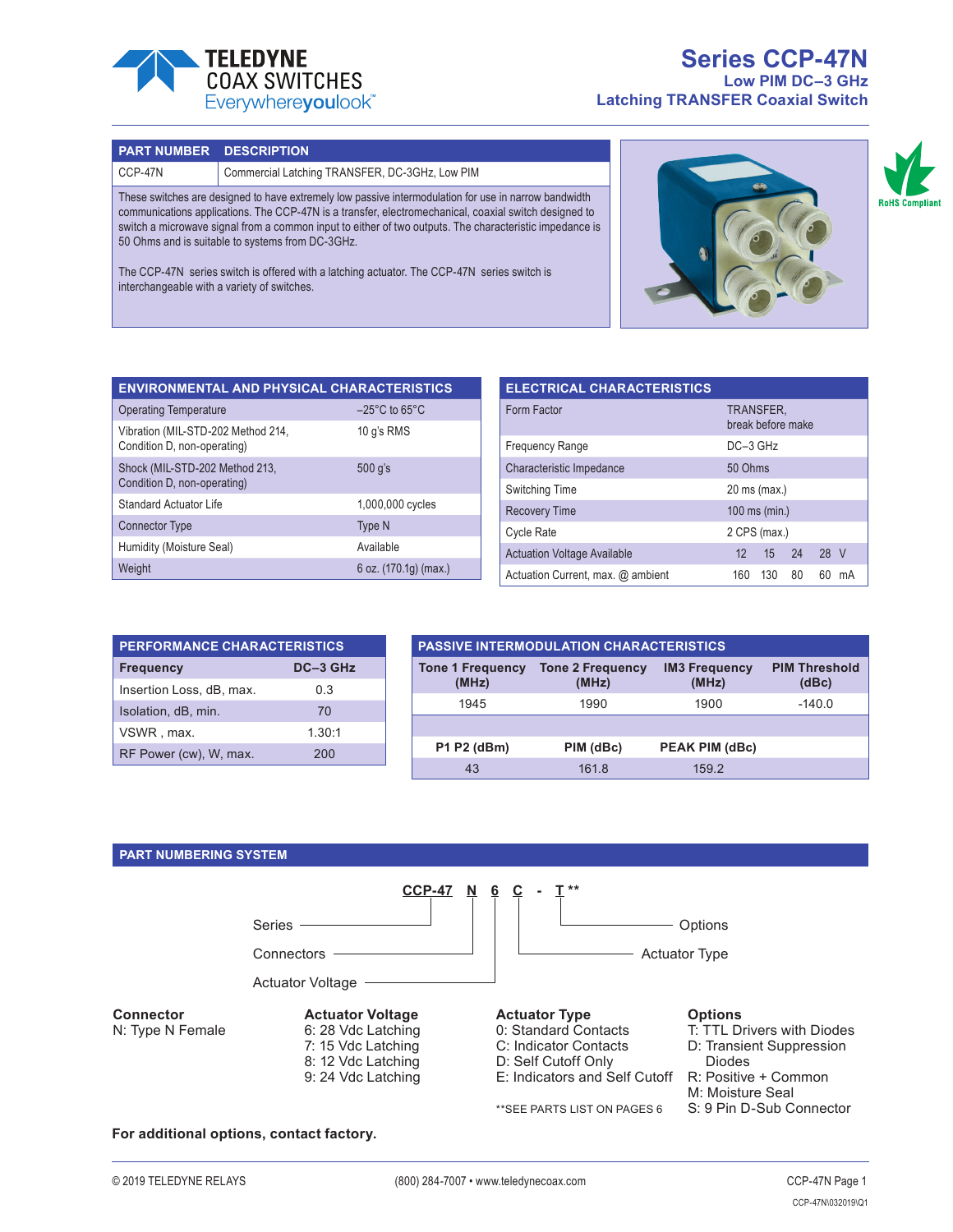# Series CCP-47N

## Low PIM DC–3 GHz
## Latching TRANSFER Coaxial Switch

| PART NUMBER | DESCRIPTION |
|---|---|
| CCP-47N | Commercial Latching TRANSFER, DC-3GHz, Low PIM |

These switches are designed to have extremely low passive intermodulation for use in narrow bandwidth communications applications. The CCP-47N is a transfer, electromechanical, coaxial switch designed to switch a microwave signal from a common input to either of two outputs. The characteristic impedance is 50 Ohms and is suitable to systems from DC-3GHz.

The CCP-47N series switch is offered with a latching actuator. The CCP-47N series switch is interchangeable with a variety of switches.

RoHS Compliant

| ENVIRONMENTAL AND PHYSICAL CHARACTERISTICS | |
|---|---|
| Operating Temperature | –25°C to 65°C |
| Vibration (MIL-STD-202 Method 214, Condition D, non-operating) | 10 g's RMS |
| Shock (MIL-STD-202 Method 213, Condition D, non-operating) | 500 g's |
| Standard Actuator Life | 1,000,000 cycles |
| Connector Type | Type N |
| Humidity (Moisture Seal) | Available |
| Weight | 6 oz. (170.1g) (max.) |

| ELECTRICAL CHARACTERISTICS | | | | | |
|---|---|---|---|---|---|
| Form Factor | TRANSFER, break before make | | | | |
| Frequency Range | DC–3 GHz | | | | |
| Characteristic Impedance | 50 Ohms | | | | |
| Switching Time | 20 ms (max.) | | | | |
| Recovery Time | 100 ms (min.) | | | | |
| Cycle Rate | 2 CPS (max.) | | | | |
| Actuation Voltage Available | 12 | 15 | 24 | 28 | V |
| Actuation Current, max. @ ambient | 160 | 130 | 80 | 60 | mA |

| PERFORMANCE CHARACTERISTICS | |
|---|---|
| **Frequency** | **DC–3 GHz** |
| Insertion Loss, dB, max. | 0.3 |
| Isolation, dB, min. | 70 |
| VSWR , max. | 1.30:1 |
| RF Power (cw), W, max. | 200 |

| PASSIVE INTERMODULATION CHARACTERISTICS | | | |
|---|---|---|---|
| **Tone 1 Frequency (MHz)** | **Tone 2 Frequency (MHz)** | **IM3 Frequency (MHz)** | **PIM Threshold (dBc)** |
| 1945 | 1990 | 1900 | -140.0 |
| | | | |
| **P1 P2 (dBm)** | **PIM (dBc)** | **PEAK PIM (dBc)** | |
| 43 | 161.8 | 159.2 | |

## PART NUMBERING SYSTEM

**CCP-47 N 6 C - T\*\***

- CCP-47: Series
- N: Connectors
- 6: Actuator Voltage
- C: Actuator Type
- T**: Options

**Connector**
N: Type N Female

**Actuator Voltage**
6: 28 Vdc Latching
7: 15 Vdc Latching
8: 12 Vdc Latching
9: 24 Vdc Latching

**Actuator Type**
0: Standard Contacts
C: Indicator Contacts
D: Self Cutoff Only
E: Indicators and Self Cutoff

**SEE PARTS LIST ON PAGES 6

**Options**
T: TTL Drivers with Diodes
D: Transient Suppression Diodes
R: Positive + Common
M: Moisture Seal
S: 9 Pin D-Sub Connector

**For additional options, contact factory.**

© 2019 TELEDYNE RELAYS (800) 284-7007 • www.teledynecoax.com

CCP-47N\032019\Q1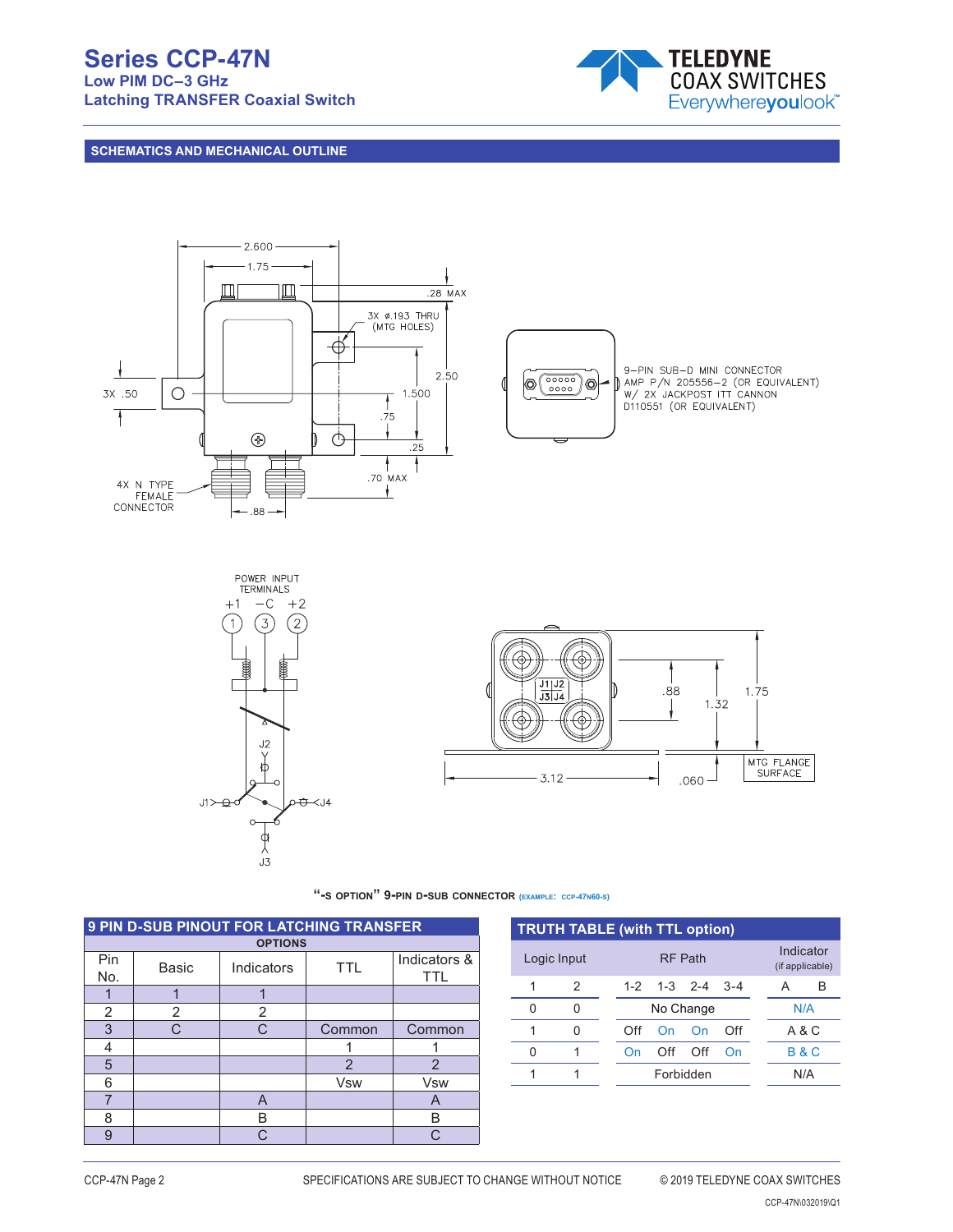## SCHEMATICS AND MECHANICAL OUTLINE

2.600
1.75
.28 MAX
3X ø.193 THRU (MTG HOLES)
2.50
1.500
3X .50
.75
.25
.70 MAX
4X N TYPE FEMALE CONNECTOR
.88

9-PIN SUB-D MINI CONNECTOR AMP P/N 205556-2 (OR EQUIVALENT) W/ 2X JACKPOST ITT CANNON D110551 (OR EQUIVALENT)

POWER INPUT TERMINALS
+1 −C +2
1 3 2
J1 J2 J3 J4

.88
1.32
1.75
3.12
.060
MTG FLANGE SURFACE

**"-S OPTION" 9-PIN D-SUB CONNECTOR** (EXAMPLE: CCP-47N60-S)

### 9 PIN D-SUB PINOUT FOR LATCHING TRANSFER

| | OPTIONS | | | |
|---|---|---|---|---|
| Pin No. | Basic | Indicators | TTL | Indicators & TTL |
| 1 | 1 | 1 | | |
| 2 | 2 | 2 | | |
| 3 | C | C | Common | Common |
| 4 | | | 1 | 1 |
| 5 | | | 2 | 2 |
| 6 | | | Vsw | Vsw |
| 7 | | A | | A |
| 8 | | B | | B |
| 9 | | C | | C |

### TRUTH TABLE (with TTL option)

| Logic Input | | RF Path | | | | Indicator (if applicable) | |
|---|---|---|---|---|---|---|---|
| 1 | 2 | 1-2 | 1-3 | 2-4 | 3-4 | A | B |
| 0 | 0 | No Change | | | | N/A | |
| 1 | 0 | Off | On | On | Off | A & C | |
| 0 | 1 | On | Off | Off | On | B & C | |
| 1 | 1 | Forbidden | | | | N/A | |

SPECIFICATIONS ARE SUBJECT TO CHANGE WITHOUT NOTICE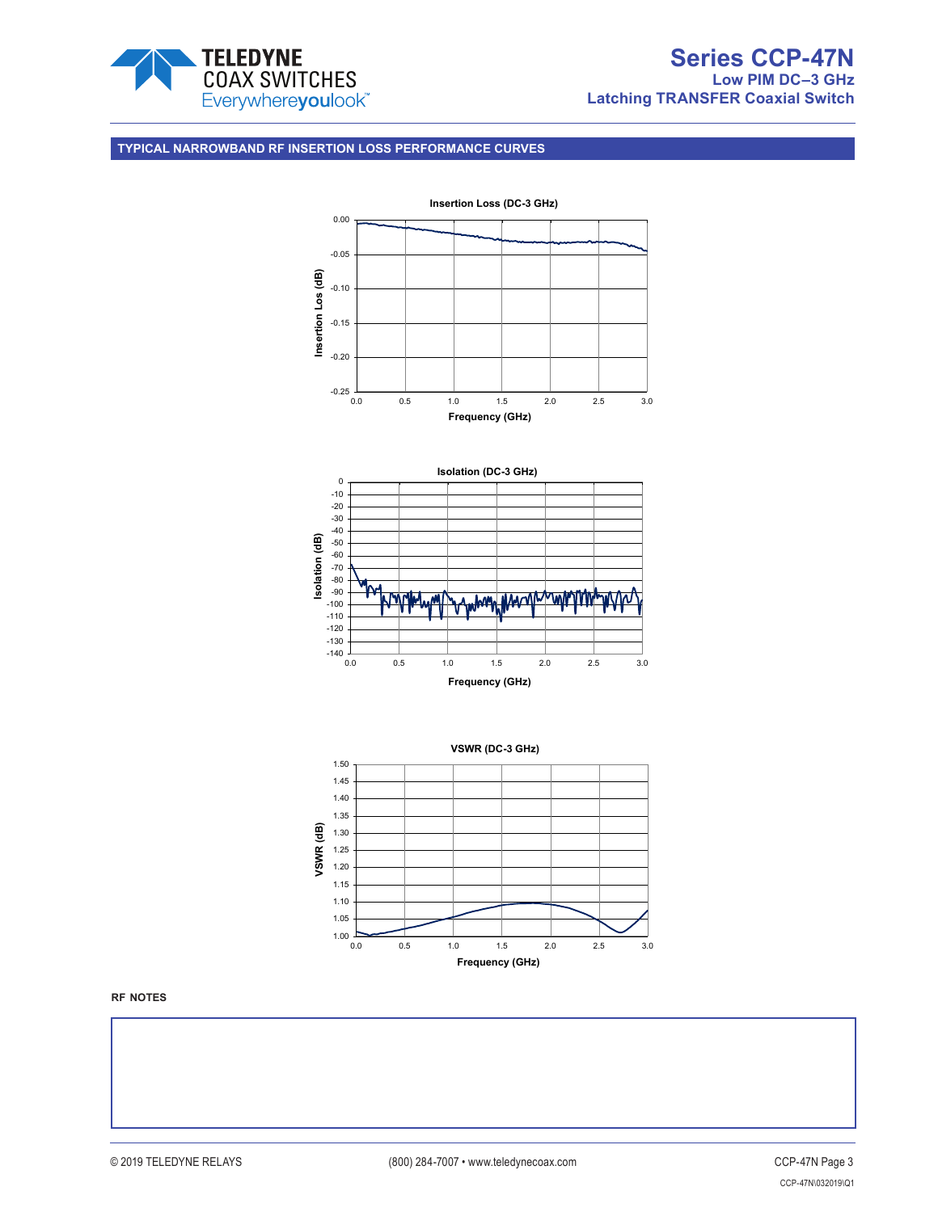## TYPICAL NARROWBAND RF INSERTION LOSS PERFORMANCE CURVES

**Insertion Loss (DC-3 GHz)**

Insertion Los (dB)

0.00, -0.05, -0.10, -0.15, -0.20, -0.25

0.0, 0.5, 1.0, 1.5, 2.0, 2.5, 3.0

Frequency (GHz)

**Isolation (DC-3 GHz)**

Isolation (dB)

0, -10, -20, -30, -40, -50, -60, -70, -80, -90, -100, -110, -120, -130, -140

0.0, 0.5, 1.0, 1.5, 2.0, 2.5, 3.0

Frequency (GHz)

**VSWR (DC-3 GHz)**

VSWR (dB)

1.50, 1.45, 1.40, 1.35, 1.30, 1.25, 1.20, 1.15, 1.10, 1.05, 1.00

0.0, 0.5, 1.0, 1.5, 2.0, 2.5, 3.0

Frequency (GHz)

**RF NOTES**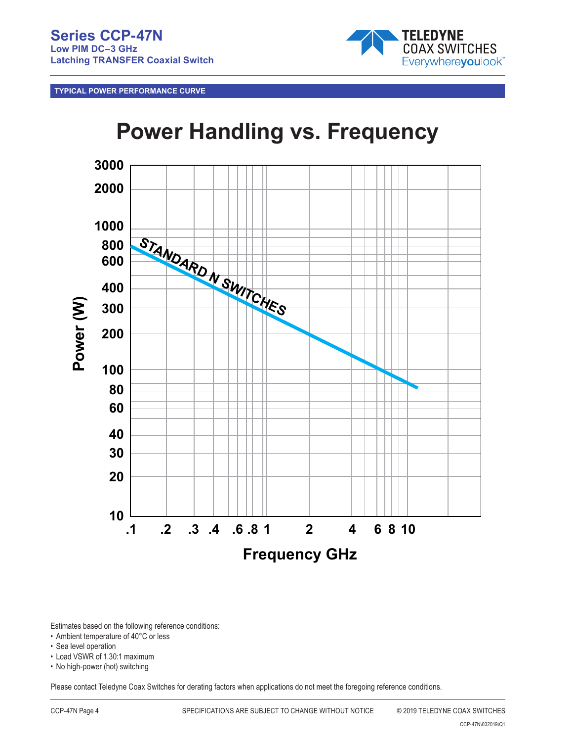## TYPICAL POWER PERFORMANCE CURVE

# Power Handling vs. Frequency

Estimates based on the following reference conditions:

- Ambient temperature of 40°C or less
- Sea level operation
- Load VSWR of 1.30:1 maximum
- No high-power (hot) switching

Please contact Teledyne Coax Switches for derating factors when applications do not meet the foregoing reference conditions.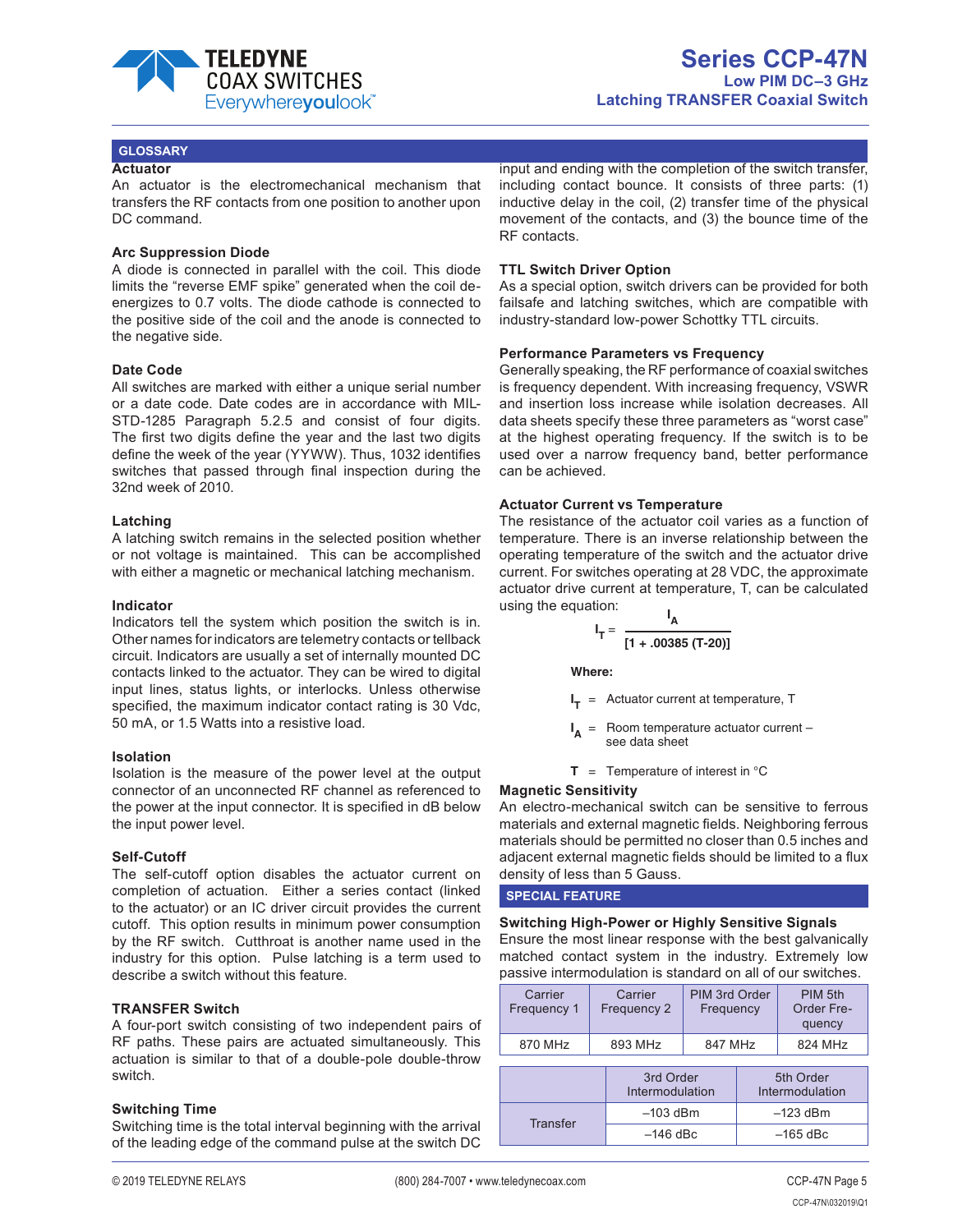## GLOSSARY

### Actuator

An actuator is the electromechanical mechanism that transfers the RF contacts from one position to another upon DC command.

### Arc Suppression Diode

A diode is connected in parallel with the coil. This diode limits the "reverse EMF spike" generated when the coil de-energizes to 0.7 volts. The diode cathode is connected to the positive side of the coil and the anode is connected to the negative side.

### Date Code

All switches are marked with either a unique serial number or a date code. Date codes are in accordance with MIL-STD-1285 Paragraph 5.2.5 and consist of four digits. The first two digits define the year and the last two digits define the week of the year (YYWW). Thus, 1032 identifies switches that passed through final inspection during the 32nd week of 2010.

### Latching

A latching switch remains in the selected position whether or not voltage is maintained. This can be accomplished with either a magnetic or mechanical latching mechanism.

### Indicator

Indicators tell the system which position the switch is in. Other names for indicators are telemetry contacts or tellback circuit. Indicators are usually a set of internally mounted DC contacts linked to the actuator. They can be wired to digital input lines, status lights, or interlocks. Unless otherwise specified, the maximum indicator contact rating is 30 Vdc, 50 mA, or 1.5 Watts into a resistive load.

### Isolation

Isolation is the measure of the power level at the output connector of an unconnected RF channel as referenced to the power at the input connector. It is specified in dB below the input power level.

### Self-Cutoff

The self-cutoff option disables the actuator current on completion of actuation. Either a series contact (linked to the actuator) or an IC driver circuit provides the current cutoff. This option results in minimum power consumption by the RF switch. Cutthroat is another name used in the industry for this option. Pulse latching is a term used to describe a switch without this feature.

### TRANSFER Switch

A four-port switch consisting of two independent pairs of RF paths. These pairs are actuated simultaneously. This actuation is similar to that of a double-pole double-throw switch.

### Switching Time

Switching time is the total interval beginning with the arrival of the leading edge of the command pulse at the switch DC input and ending with the completion of the switch transfer, including contact bounce. It consists of three parts: (1) inductive delay in the coil, (2) transfer time of the physical movement of the contacts, and (3) the bounce time of the RF contacts.

### TTL Switch Driver Option

As a special option, switch drivers can be provided for both failsafe and latching switches, which are compatible with industry-standard low-power Schottky TTL circuits.

### Performance Parameters vs Frequency

Generally speaking, the RF performance of coaxial switches is frequency dependent. With increasing frequency, VSWR and insertion loss increase while isolation decreases. All data sheets specify these three parameters as "worst case" at the highest operating frequency. If the switch is to be used over a narrow frequency band, better performance can be achieved.

### Actuator Current vs Temperature

The resistance of the actuator coil varies as a function of temperature. There is an inverse relationship between the operating temperature of the switch and the actuator drive current. For switches operating at 28 VDC, the approximate actuator drive current at temperature, T, can be calculated using the equation:

$$I_T = \frac{I_A}{[1 + .00385\,(T-20)]}$$

**Where:**

- $I_T$ = Actuator current at temperature, T
- $I_A$ = Room temperature actuator current – see data sheet
- $T$ = Temperature of interest in °C

### Magnetic Sensitivity

An electro-mechanical switch can be sensitive to ferrous materials and external magnetic fields. Neighboring ferrous materials should be permitted no closer than 0.5 inches and adjacent external magnetic fields should be limited to a flux density of less than 5 Gauss.

## SPECIAL FEATURE

### Switching High-Power or Highly Sensitive Signals

Ensure the most linear response with the best galvanically matched contact system in the industry. Extremely low passive intermodulation is standard on all of our switches.

| Carrier Frequency 1 | Carrier Frequency 2 | PIM 3rd Order Frequency | PIM 5th Order Frequency |
|---|---|---|---|
| 870 MHz | 893 MHz | 847 MHz | 824 MHz |

| | 3rd Order Intermodulation | 5th Order Intermodulation |
|---|---|---|
| Transfer | –103 dBm | –123 dBm |
| | –146 dBc | –165 dBc |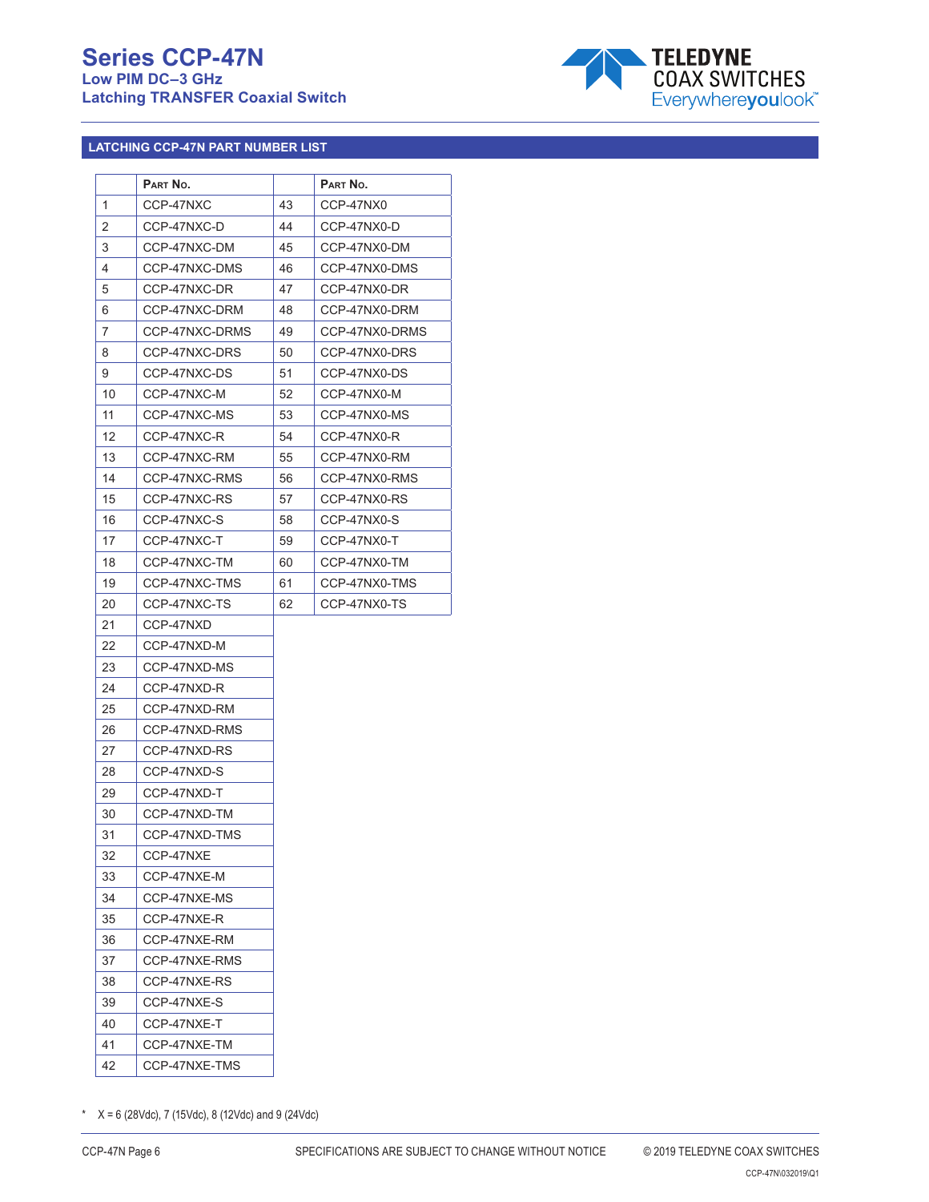# Series CCP-47N

**Low PIM DC–3 GHz**
**Latching TRANSFER Coaxial Switch**

## LATCHING CCP-47N PART NUMBER LIST

| | Part No. | | Part No. |
|---|---|---|---|
| 1 | CCP-47NXC | 43 | CCP-47NX0 |
| 2 | CCP-47NXC-D | 44 | CCP-47NX0-D |
| 3 | CCP-47NXC-DM | 45 | CCP-47NX0-DM |
| 4 | CCP-47NXC-DMS | 46 | CCP-47NX0-DMS |
| 5 | CCP-47NXC-DR | 47 | CCP-47NX0-DR |
| 6 | CCP-47NXC-DRM | 48 | CCP-47NX0-DRM |
| 7 | CCP-47NXC-DRMS | 49 | CCP-47NX0-DRMS |
| 8 | CCP-47NXC-DRS | 50 | CCP-47NX0-DRS |
| 9 | CCP-47NXC-DS | 51 | CCP-47NX0-DS |
| 10 | CCP-47NXC-M | 52 | CCP-47NX0-M |
| 11 | CCP-47NXC-MS | 53 | CCP-47NX0-MS |
| 12 | CCP-47NXC-R | 54 | CCP-47NX0-R |
| 13 | CCP-47NXC-RM | 55 | CCP-47NX0-RM |
| 14 | CCP-47NXC-RMS | 56 | CCP-47NX0-RMS |
| 15 | CCP-47NXC-RS | 57 | CCP-47NX0-RS |
| 16 | CCP-47NXC-S | 58 | CCP-47NX0-S |
| 17 | CCP-47NXC-T | 59 | CCP-47NX0-T |
| 18 | CCP-47NXC-TM | 60 | CCP-47NX0-TM |
| 19 | CCP-47NXC-TMS | 61 | CCP-47NX0-TMS |
| 20 | CCP-47NXC-TS | 62 | CCP-47NX0-TS |
| 21 | CCP-47NXD | | |
| 22 | CCP-47NXD-M | | |
| 23 | CCP-47NXD-MS | | |
| 24 | CCP-47NXD-R | | |
| 25 | CCP-47NXD-RM | | |
| 26 | CCP-47NXD-RMS | | |
| 27 | CCP-47NXD-RS | | |
| 28 | CCP-47NXD-S | | |
| 29 | CCP-47NXD-T | | |
| 30 | CCP-47NXD-TM | | |
| 31 | CCP-47NXD-TMS | | |
| 32 | CCP-47NXE | | |
| 33 | CCP-47NXE-M | | |
| 34 | CCP-47NXE-MS | | |
| 35 | CCP-47NXE-R | | |
| 36 | CCP-47NXE-RM | | |
| 37 | CCP-47NXE-RMS | | |
| 38 | CCP-47NXE-RS | | |
| 39 | CCP-47NXE-S | | |
| 40 | CCP-47NXE-T | | |
| 41 | CCP-47NXE-TM | | |
| 42 | CCP-47NXE-TMS | | |

* X = 6 (28Vdc), 7 (15Vdc), 8 (12Vdc) and 9 (24Vdc)

SPECIFICATIONS ARE SUBJECT TO CHANGE WITHOUT NOTICE

© 2019 TELEDYNE COAX SWITCHES

CCP-47N\032019\Q1